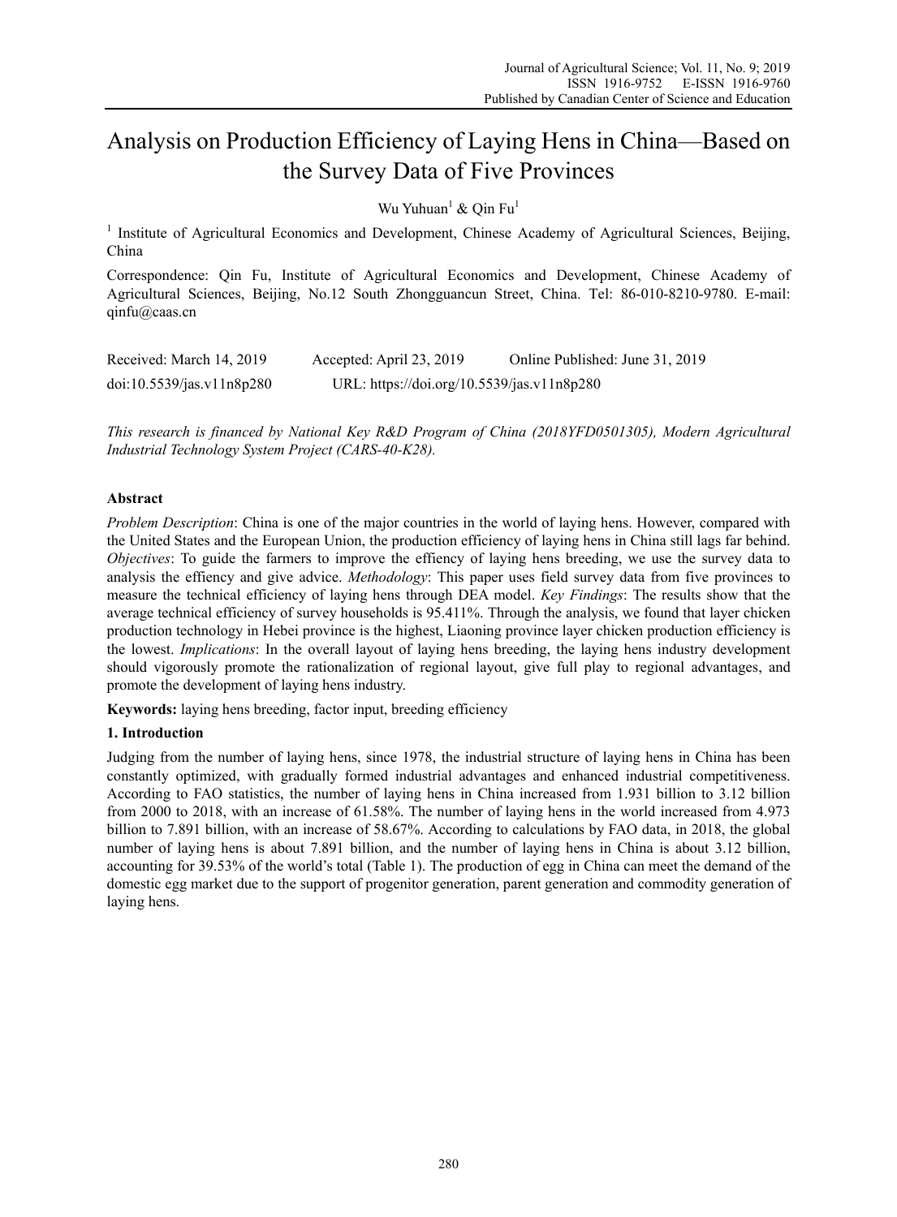# Analysis on Production Efficiency of Laying Hens in China—Based on the Survey Data of Five Provinces

Wu Yuhuan[1] & Qin Fu[1]

[1] Institute of Agricultural Economics and Development, Chinese Academy of Agricultural Sciences, Beijing, China

Correspondence: Qin Fu, Institute of Agricultural Economics and Development, Chinese Academy of Agricultural Sciences, Beijing, No.12 South Zhongguancun Street, China. Tel: 86-010-8210-9780. E-mail: qinfu@caas.cn

Received: March 14, 2019 Accepted: April 23, 2019 Online Published: June 31, 2019

doi:10.5539/jas.v11n8p280 URL: https://doi.org/10.5539/jas.v11n8p280

*This research is financed by National Key R&D Program of China (2018YFD0501305), Modern Agricultural Industrial Technology System Project (CARS-40-K28).*

## Abstract

*Problem Description*: China is one of the major countries in the world of laying hens. However, compared with the United States and the European Union, the production efficiency of laying hens in China still lags far behind. *Objectives*: To guide the farmers to improve the effiency of laying hens breeding, we use the survey data to analysis the effiency and give advice. *Methodology*: This paper uses field survey data from five provinces to measure the technical efficiency of laying hens through DEA model. *Key Findings*: The results show that the average technical efficiency of survey households is 95.411%. Through the analysis, we found that layer chicken production technology in Hebei province is the highest, Liaoning province layer chicken production efficiency is the lowest. *Implications*: In the overall layout of laying hens breeding, the laying hens industry development should vigorously promote the rationalization of regional layout, give full play to regional advantages, and promote the development of laying hens industry.

**Keywords:** laying hens breeding, factor input, breeding efficiency

## 1. Introduction

Judging from the number of laying hens, since 1978, the industrial structure of laying hens in China has been constantly optimized, with gradually formed industrial advantages and enhanced industrial competitiveness. According to FAO statistics, the number of laying hens in China increased from 1.931 billion to 3.12 billion from 2000 to 2018, with an increase of 61.58%. The number of laying hens in the world increased from 4.973 billion to 7.891 billion, with an increase of 58.67%. According to calculations by FAO data, in 2018, the global number of laying hens is about 7.891 billion, and the number of laying hens in China is about 3.12 billion, accounting for 39.53% of the world's total (Table 1). The production of egg in China can meet the demand of the domestic egg market due to the support of progenitor generation, parent generation and commodity generation of laying hens.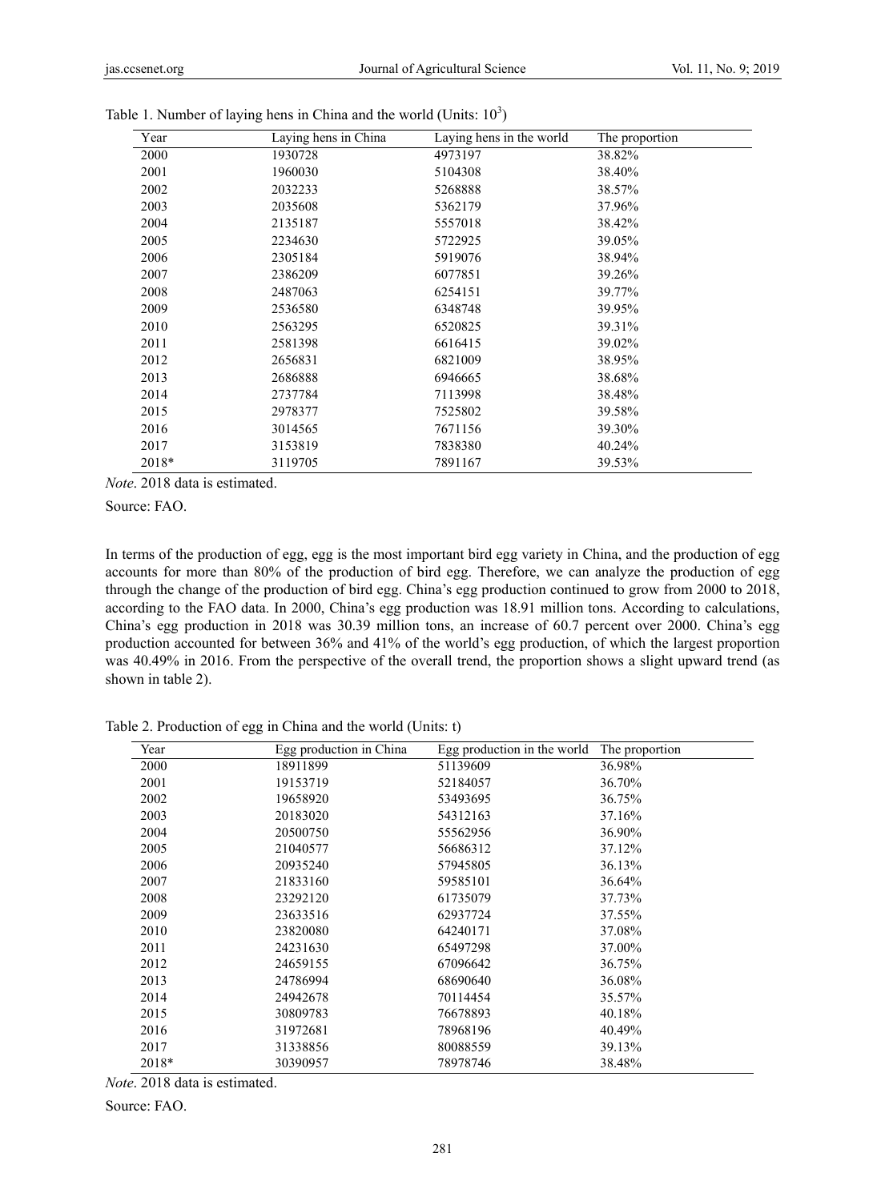Table 1. Number of laying hens in China and the world (Units: $10^3$)

| Year | Laying hens in China | Laying hens in the world | The proportion |
|---|---|---|---|
| 2000 | 1930728 | 4973197 | 38.82% |
| 2001 | 1960030 | 5104308 | 38.40% |
| 2002 | 2032233 | 5268888 | 38.57% |
| 2003 | 2035608 | 5362179 | 37.96% |
| 2004 | 2135187 | 5557018 | 38.42% |
| 2005 | 2234630 | 5722925 | 39.05% |
| 2006 | 2305184 | 5919076 | 38.94% |
| 2007 | 2386209 | 6077851 | 39.26% |
| 2008 | 2487063 | 6254151 | 39.77% |
| 2009 | 2536580 | 6348748 | 39.95% |
| 2010 | 2563295 | 6520825 | 39.31% |
| 2011 | 2581398 | 6616415 | 39.02% |
| 2012 | 2656831 | 6821009 | 38.95% |
| 2013 | 2686888 | 6946665 | 38.68% |
| 2014 | 2737784 | 7113998 | 38.48% |
| 2015 | 2978377 | 7525802 | 39.58% |
| 2016 | 3014565 | 7671156 | 39.30% |
| 2017 | 3153819 | 7838380 | 40.24% |
| 2018* | 3119705 | 7891167 | 39.53% |

*Note*. 2018 data is estimated.

Source: FAO.

In terms of the production of egg, egg is the most important bird egg variety in China, and the production of egg accounts for more than 80% of the production of bird egg. Therefore, we can analyze the production of egg through the change of the production of bird egg. China's egg production continued to grow from 2000 to 2018, according to the FAO data. In 2000, China's egg production was 18.91 million tons. According to calculations, China's egg production in 2018 was 30.39 million tons, an increase of 60.7 percent over 2000. China's egg production accounted for between 36% and 41% of the world's egg production, of which the largest proportion was 40.49% in 2016. From the perspective of the overall trend, the proportion shows a slight upward trend (as shown in table 2).

Table 2. Production of egg in China and the world (Units: t)

| Year | Egg production in China | Egg production in the world | The proportion |
|---|---|---|---|
| 2000 | 18911899 | 51139609 | 36.98% |
| 2001 | 19153719 | 52184057 | 36.70% |
| 2002 | 19658920 | 53493695 | 36.75% |
| 2003 | 20183020 | 54312163 | 37.16% |
| 2004 | 20500750 | 55562956 | 36.90% |
| 2005 | 21040577 | 56686312 | 37.12% |
| 2006 | 20935240 | 57945805 | 36.13% |
| 2007 | 21833160 | 59585101 | 36.64% |
| 2008 | 23292120 | 61735079 | 37.73% |
| 2009 | 23633516 | 62937724 | 37.55% |
| 2010 | 23820080 | 64240171 | 37.08% |
| 2011 | 24231630 | 65497298 | 37.00% |
| 2012 | 24659155 | 67096642 | 36.75% |
| 2013 | 24786994 | 68690640 | 36.08% |
| 2014 | 24942678 | 70114454 | 35.57% |
| 2015 | 30809783 | 76678893 | 40.18% |
| 2016 | 31972681 | 78968196 | 40.49% |
| 2017 | 31338856 | 80088559 | 39.13% |
| 2018* | 30390957 | 78978746 | 38.48% |

*Note*. 2018 data is estimated.

Source: FAO.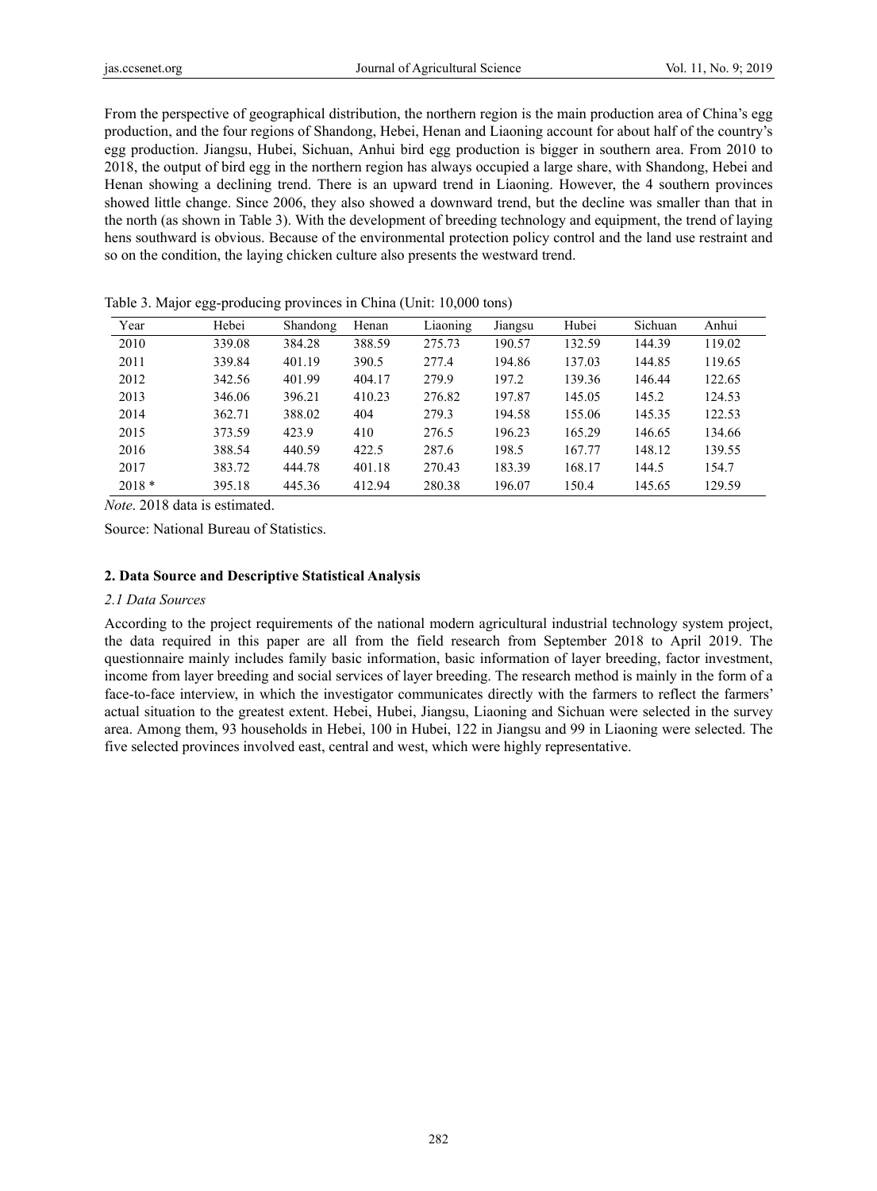From the perspective of geographical distribution, the northern region is the main production area of China's egg production, and the four regions of Shandong, Hebei, Henan and Liaoning account for about half of the country's egg production. Jiangsu, Hubei, Sichuan, Anhui bird egg production is bigger in southern area. From 2010 to 2018, the output of bird egg in the northern region has always occupied a large share, with Shandong, Hebei and Henan showing a declining trend. There is an upward trend in Liaoning. However, the 4 southern provinces showed little change. Since 2006, they also showed a downward trend, but the decline was smaller than that in the north (as shown in Table 3). With the development of breeding technology and equipment, the trend of laying hens southward is obvious. Because of the environmental protection policy control and the land use restraint and so on the condition, the laying chicken culture also presents the westward trend.

Table 3. Major egg-producing provinces in China (Unit: 10,000 tons)

| Year | Hebei | Shandong | Henan | Liaoning | Jiangsu | Hubei | Sichuan | Anhui |
|---|---|---|---|---|---|---|---|---|
| 2010 | 339.08 | 384.28 | 388.59 | 275.73 | 190.57 | 132.59 | 144.39 | 119.02 |
| 2011 | 339.84 | 401.19 | 390.5 | 277.4 | 194.86 | 137.03 | 144.85 | 119.65 |
| 2012 | 342.56 | 401.99 | 404.17 | 279.9 | 197.2 | 139.36 | 146.44 | 122.65 |
| 2013 | 346.06 | 396.21 | 410.23 | 276.82 | 197.87 | 145.05 | 145.2 | 124.53 |
| 2014 | 362.71 | 388.02 | 404 | 279.3 | 194.58 | 155.06 | 145.35 | 122.53 |
| 2015 | 373.59 | 423.9 | 410 | 276.5 | 196.23 | 165.29 | 146.65 | 134.66 |
| 2016 | 388.54 | 440.59 | 422.5 | 287.6 | 198.5 | 167.77 | 148.12 | 139.55 |
| 2017 | 383.72 | 444.78 | 401.18 | 270.43 | 183.39 | 168.17 | 144.5 | 154.7 |
| 2018 * | 395.18 | 445.36 | 412.94 | 280.38 | 196.07 | 150.4 | 145.65 | 129.59 |

*Note*. 2018 data is estimated.

Source: National Bureau of Statistics.

## 2. Data Source and Descriptive Statistical Analysis

### *2.1 Data Sources*

According to the project requirements of the national modern agricultural industrial technology system project, the data required in this paper are all from the field research from September 2018 to April 2019. The questionnaire mainly includes family basic information, basic information of layer breeding, factor investment, income from layer breeding and social services of layer breeding. The research method is mainly in the form of a face-to-face interview, in which the investigator communicates directly with the farmers to reflect the farmers' actual situation to the greatest extent. Hebei, Hubei, Jiangsu, Liaoning and Sichuan were selected in the survey area. Among them, 93 households in Hebei, 100 in Hubei, 122 in Jiangsu and 99 in Liaoning were selected. The five selected provinces involved east, central and west, which were highly representative.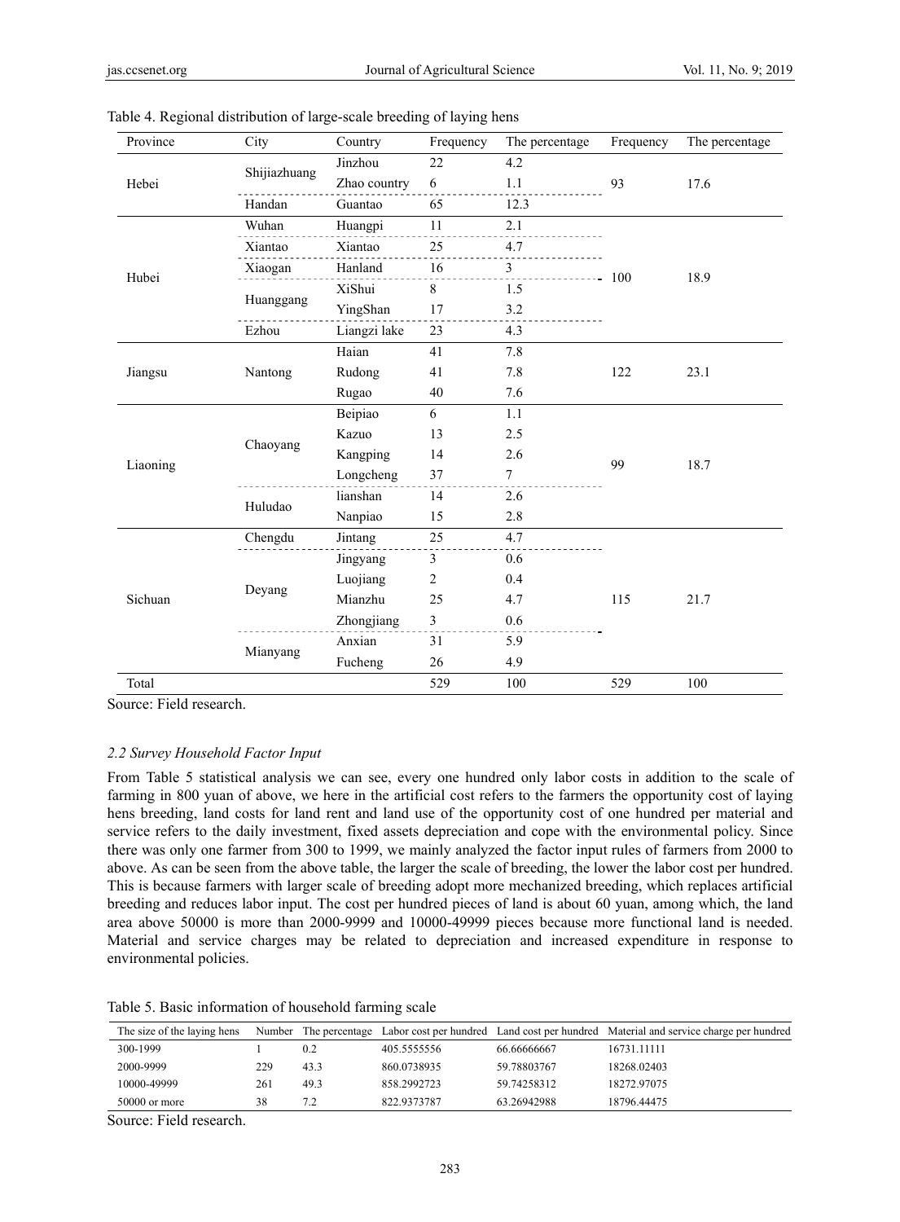Table 4. Regional distribution of large-scale breeding of laying hens

| Province | City | Country | Frequency | The percentage | Frequency | The percentage |
|---|---|---|---|---|---|---|
| Hebei | Shijiazhuang | Jinzhou | 22 | 4.2 | 93 | 17.6 |
| | | Zhao country | 6 | 1.1 | | |
| | Handan | Guantao | 65 | 12.3 | | |
| Hubei | Wuhan | Huangpi | 11 | 2.1 | 100 | 18.9 |
| | Xiantao | Xiantao | 25 | 4.7 | | |
| | Xiaogan | Hanland | 16 | 3 | | |
| | Huanggang | XiShui | 8 | 1.5 | | |
| | | YingShan | 17 | 3.2 | | |
| | Ezhou | Liangzi lake | 23 | 4.3 | | |
| Jiangsu | Nantong | Haian | 41 | 7.8 | 122 | 23.1 |
| | | Rudong | 41 | 7.8 | | |
| | | Rugao | 40 | 7.6 | | |
| Liaoning | Chaoyang | Beipiao | 6 | 1.1 | 99 | 18.7 |
| | | Kazuo | 13 | 2.5 | | |
| | | Kangping | 14 | 2.6 | | |
| | | Longcheng | 37 | 7 | | |
| | Huludao | lianshan | 14 | 2.6 | | |
| | | Nanpiao | 15 | 2.8 | | |
| Sichuan | Chengdu | Jintang | 25 | 4.7 | 115 | 21.7 |
| | Deyang | Jingyang | 3 | 0.6 | | |
| | | Luojiang | 2 | 0.4 | | |
| | | Mianzhu | 25 | 4.7 | | |
| | | Zhongjiang | 3 | 0.6 | | |
| | Mianyang | Anxian | 31 | 5.9 | | |
| | | Fucheng | 26 | 4.9 | | |
| Total | | | 529 | 100 | 529 | 100 |

Source: Field research.

### *2.2 Survey Household Factor Input*

From Table 5 statistical analysis we can see, every one hundred only labor costs in addition to the scale of farming in 800 yuan of above, we here in the artificial cost refers to the farmers the opportunity cost of laying hens breeding, land costs for land rent and land use of the opportunity cost of one hundred per material and service refers to the daily investment, fixed assets depreciation and cope with the environmental policy. Since there was only one farmer from 300 to 1999, we mainly analyzed the factor input rules of farmers from 2000 to above. As can be seen from the above table, the larger the scale of breeding, the lower the labor cost per hundred. This is because farmers with larger scale of breeding adopt more mechanized breeding, which replaces artificial breeding and reduces labor input. The cost per hundred pieces of land is about 60 yuan, among which, the land area above 50000 is more than 2000-9999 and 10000-49999 pieces because more functional land is needed. Material and service charges may be related to depreciation and increased expenditure in response to environmental policies.

Table 5. Basic information of household farming scale

| The size of the laying hens | Number | The percentage | Labor cost per hundred | Land cost per hundred | Material and service charge per hundred |
|---|---|---|---|---|---|
| 300-1999 | 1 | 0.2 | 405.5555556 | 66.66666667 | 16731.11111 |
| 2000-9999 | 229 | 43.3 | 860.0738935 | 59.78803767 | 18268.02403 |
| 10000-49999 | 261 | 49.3 | 858.2992723 | 59.74258312 | 18272.97075 |
| 50000 or more | 38 | 7.2 | 822.9373787 | 63.26942988 | 18796.44475 |

Source: Field research.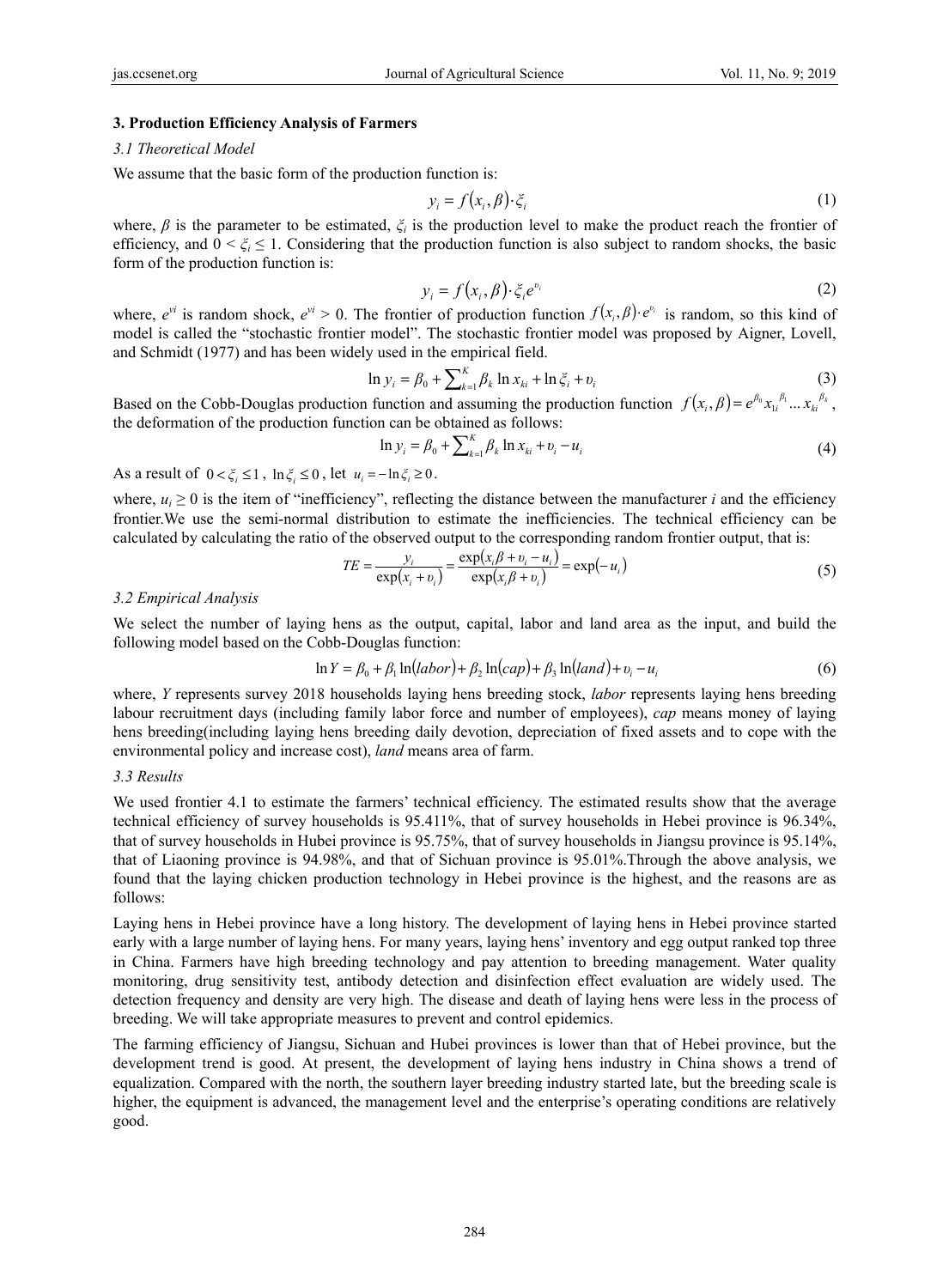### 3. Production Efficiency Analysis of Farmers

#### 3.1 Theoretical Model

We assume that the basic form of the production function is:

$$y_i = f(x_i, \beta) \cdot \xi_i \tag{1}$$

where, $\beta$ is the parameter to be estimated, $\xi_i$ is the production level to make the product reach the frontier of efficiency, and $0 < \xi_i \leq 1$. Considering that the production function is also subject to random shocks, the basic form of the production function is:

$$y_i = f(x_i, \beta) \cdot \xi_i e^{\upsilon_i} \tag{2}$$

where, $e^{vi}$ is random shock, $e^{vi} > 0$. The frontier of production function $f(x_i, \beta) \cdot e^{\upsilon_i}$ is random, so this kind of model is called the "stochastic frontier model". The stochastic frontier model was proposed by Aigner, Lovell, and Schmidt (1977) and has been widely used in the empirical field.

$$\ln y_i = \beta_0 + \sum_{k=1}^{K} \beta_k \ln x_{ki} + \ln \xi_i + \upsilon_i \tag{3}$$

Based on the Cobb-Douglas production function and assuming the production function $f(x_i, \beta) = e^{\beta_0} x_{1i}^{\beta_1} \ldots x_{ki}^{\beta_k}$, the deformation of the production function can be obtained as follows:

$$\ln y_i = \beta_0 + \sum_{k=1}^{K} \beta_k \ln x_{ki} + \upsilon_i - u_i \tag{4}$$

As a result of $0 < \xi_i \leq 1$, $\ln \xi_i \leq 0$, let $u_i = -\ln \xi_i \geq 0$.

where, $u_i \geq 0$ is the item of "inefficiency", reflecting the distance between the manufacturer $i$ and the efficiency frontier.We use the semi-normal distribution to estimate the inefficiencies. The technical efficiency can be calculated by calculating the ratio of the observed output to the corresponding random frontier output, that is:

$$TE = \frac{y_i}{\exp(x_i + \upsilon_i)} = \frac{\exp(x_i \beta + \upsilon_i - u_i)}{\exp(x_i \beta + \upsilon_i)} = \exp(-u_i) \tag{5}$$

#### 3.2 Empirical Analysis

We select the number of laying hens as the output, capital, labor and land area as the input, and build the following model based on the Cobb-Douglas function:

$$\ln Y = \beta_0 + \beta_1 \ln(labor) + \beta_2 \ln(cap) + \beta_3 \ln(land) + \upsilon_i - u_i \tag{6}$$

where, $Y$ represents survey 2018 households laying hens breeding stock, *labor* represents laying hens breeding labour recruitment days (including family labor force and number of employees), *cap* means money of laying hens breeding(including laying hens breeding daily devotion, depreciation of fixed assets and to cope with the environmental policy and increase cost), *land* means area of farm.

#### 3.3 Results

We used frontier 4.1 to estimate the farmers' technical efficiency. The estimated results show that the average technical efficiency of survey households is 95.411%, that of survey households in Hebei province is 96.34%, that of survey households in Hubei province is 95.75%, that of survey households in Jiangsu province is 95.14%, that of Liaoning province is 94.98%, and that of Sichuan province is 95.01%.Through the above analysis, we found that the laying chicken production technology in Hebei province is the highest, and the reasons are as follows:

Laying hens in Hebei province have a long history. The development of laying hens in Hebei province started early with a large number of laying hens. For many years, laying hens' inventory and egg output ranked top three in China. Farmers have high breeding technology and pay attention to breeding management. Water quality monitoring, drug sensitivity test, antibody detection and disinfection effect evaluation are widely used. The detection frequency and density are very high. The disease and death of laying hens were less in the process of breeding. We will take appropriate measures to prevent and control epidemics.

The farming efficiency of Jiangsu, Sichuan and Hubei provinces is lower than that of Hebei province, but the development trend is good. At present, the development of laying hens industry in China shows a trend of equalization. Compared with the north, the southern layer breeding industry started late, but the breeding scale is higher, the equipment is advanced, the management level and the enterprise's operating conditions are relatively good.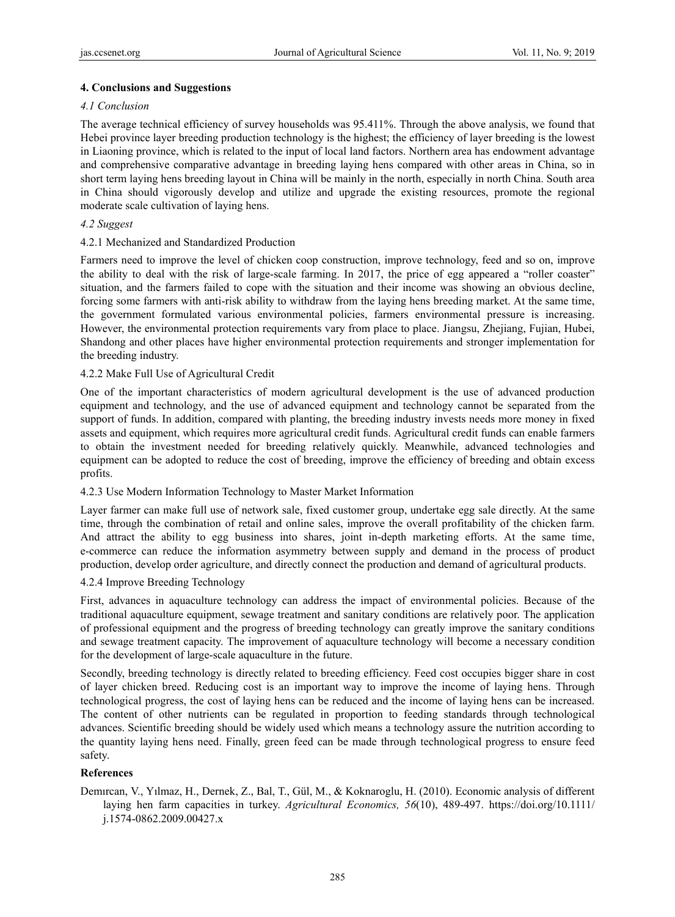## 4. Conclusions and Suggestions

### *4.1 Conclusion*

The average technical efficiency of survey households was 95.411%. Through the above analysis, we found that Hebei province layer breeding production technology is the highest; the efficiency of layer breeding is the lowest in Liaoning province, which is related to the input of local land factors. Northern area has endowment advantage and comprehensive comparative advantage in breeding laying hens compared with other areas in China, so in short term laying hens breeding layout in China will be mainly in the north, especially in north China. South area in China should vigorously develop and utilize and upgrade the existing resources, promote the regional moderate scale cultivation of laying hens.

### *4.2 Suggest*

#### 4.2.1 Mechanized and Standardized Production

Farmers need to improve the level of chicken coop construction, improve technology, feed and so on, improve the ability to deal with the risk of large-scale farming. In 2017, the price of egg appeared a "roller coaster" situation, and the farmers failed to cope with the situation and their income was showing an obvious decline, forcing some farmers with anti-risk ability to withdraw from the laying hens breeding market. At the same time, the government formulated various environmental policies, farmers environmental pressure is increasing. However, the environmental protection requirements vary from place to place. Jiangsu, Zhejiang, Fujian, Hubei, Shandong and other places have higher environmental protection requirements and stronger implementation for the breeding industry.

#### 4.2.2 Make Full Use of Agricultural Credit

One of the important characteristics of modern agricultural development is the use of advanced production equipment and technology, and the use of advanced equipment and technology cannot be separated from the support of funds. In addition, compared with planting, the breeding industry invests needs more money in fixed assets and equipment, which requires more agricultural credit funds. Agricultural credit funds can enable farmers to obtain the investment needed for breeding relatively quickly. Meanwhile, advanced technologies and equipment can be adopted to reduce the cost of breeding, improve the efficiency of breeding and obtain excess profits.

#### 4.2.3 Use Modern Information Technology to Master Market Information

Layer farmer can make full use of network sale, fixed customer group, undertake egg sale directly. At the same time, through the combination of retail and online sales, improve the overall profitability of the chicken farm. And attract the ability to egg business into shares, joint in-depth marketing efforts. At the same time, e-commerce can reduce the information asymmetry between supply and demand in the process of product production, develop order agriculture, and directly connect the production and demand of agricultural products.

#### 4.2.4 Improve Breeding Technology

First, advances in aquaculture technology can address the impact of environmental policies. Because of the traditional aquaculture equipment, sewage treatment and sanitary conditions are relatively poor. The application of professional equipment and the progress of breeding technology can greatly improve the sanitary conditions and sewage treatment capacity. The improvement of aquaculture technology will become a necessary condition for the development of large-scale aquaculture in the future.

Secondly, breeding technology is directly related to breeding efficiency. Feed cost occupies bigger share in cost of layer chicken breed. Reducing cost is an important way to improve the income of laying hens. Through technological progress, the cost of laying hens can be reduced and the income of laying hens can be increased. The content of other nutrients can be regulated in proportion to feeding standards through technological advances. Scientific breeding should be widely used which means a technology assure the nutrition according to the quantity laying hens need. Finally, green feed can be made through technological progress to ensure feed safety.

## References

Demırcan, V., Yılmaz, H., Dernek, Z., Bal, T., Gül, M., & Koknaroglu, H. (2010). Economic analysis of different laying hen farm capacities in turkey. *Agricultural Economics, 56*(10), 489-497. https://doi.org/10.1111/j.1574-0862.2009.00427.x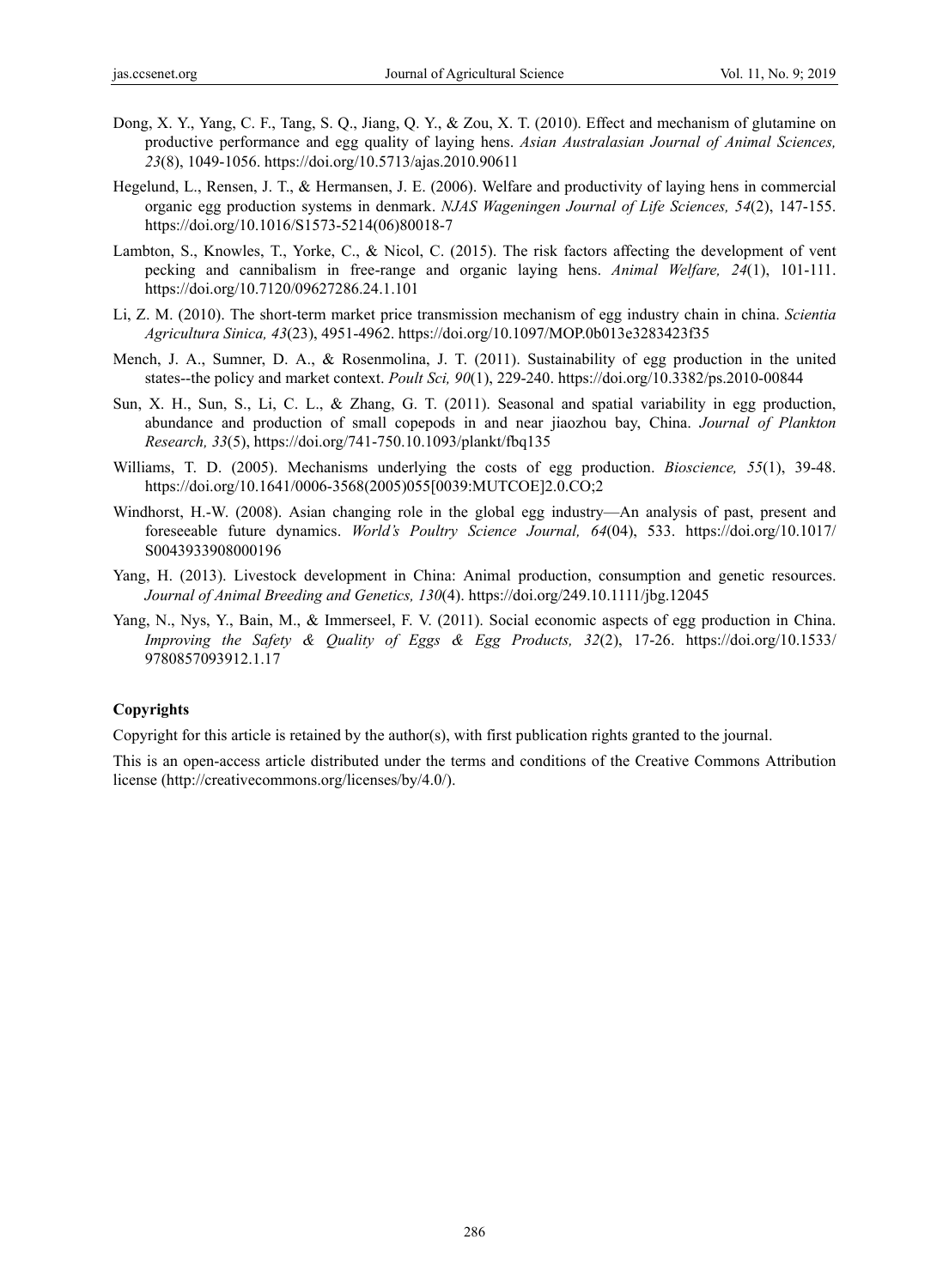Dong, X. Y., Yang, C. F., Tang, S. Q., Jiang, Q. Y., & Zou, X. T. (2010). Effect and mechanism of glutamine on productive performance and egg quality of laying hens. *Asian Australasian Journal of Animal Sciences, 23*(8), 1049-1056. https://doi.org/10.5713/ajas.2010.90611

Hegelund, L., Rensen, J. T., & Hermansen, J. E. (2006). Welfare and productivity of laying hens in commercial organic egg production systems in denmark. *NJAS Wageningen Journal of Life Sciences, 54*(2), 147-155. https://doi.org/10.1016/S1573-5214(06)80018-7

Lambton, S., Knowles, T., Yorke, C., & Nicol, C. (2015). The risk factors affecting the development of vent pecking and cannibalism in free-range and organic laying hens. *Animal Welfare, 24*(1), 101-111. https://doi.org/10.7120/09627286.24.1.101

Li, Z. M. (2010). The short-term market price transmission mechanism of egg industry chain in china. *Scientia Agricultura Sinica, 43*(23), 4951-4962. https://doi.org/10.1097/MOP.0b013e3283423f35

Mench, J. A., Sumner, D. A., & Rosenmolina, J. T. (2011). Sustainability of egg production in the united states--the policy and market context. *Poult Sci, 90*(1), 229-240. https://doi.org/10.3382/ps.2010-00844

Sun, X. H., Sun, S., Li, C. L., & Zhang, G. T. (2011). Seasonal and spatial variability in egg production, abundance and production of small copepods in and near jiaozhou bay, China. *Journal of Plankton Research, 33*(5), https://doi.org/741-750.10.1093/plankt/fbq135

Williams, T. D. (2005). Mechanisms underlying the costs of egg production. *Bioscience, 55*(1), 39-48. https://doi.org/10.1641/0006-3568(2005)055[0039:MUTCOE]2.0.CO;2

Windhorst, H.-W. (2008). Asian changing role in the global egg industry—An analysis of past, present and foreseeable future dynamics. *World's Poultry Science Journal, 64*(04), 533. https://doi.org/10.1017/S0043933908000196

Yang, H. (2013). Livestock development in China: Animal production, consumption and genetic resources. *Journal of Animal Breeding and Genetics, 130*(4). https://doi.org/249.10.1111/jbg.12045

Yang, N., Nys, Y., Bain, M., & Immerseel, F. V. (2011). Social economic aspects of egg production in China. *Improving the Safety & Quality of Eggs & Egg Products, 32*(2), 17-26. https://doi.org/10.1533/9780857093912.1.17

**Copyrights**

Copyright for this article is retained by the author(s), with first publication rights granted to the journal.

This is an open-access article distributed under the terms and conditions of the Creative Commons Attribution license (http://creativecommons.org/licenses/by/4.0/).